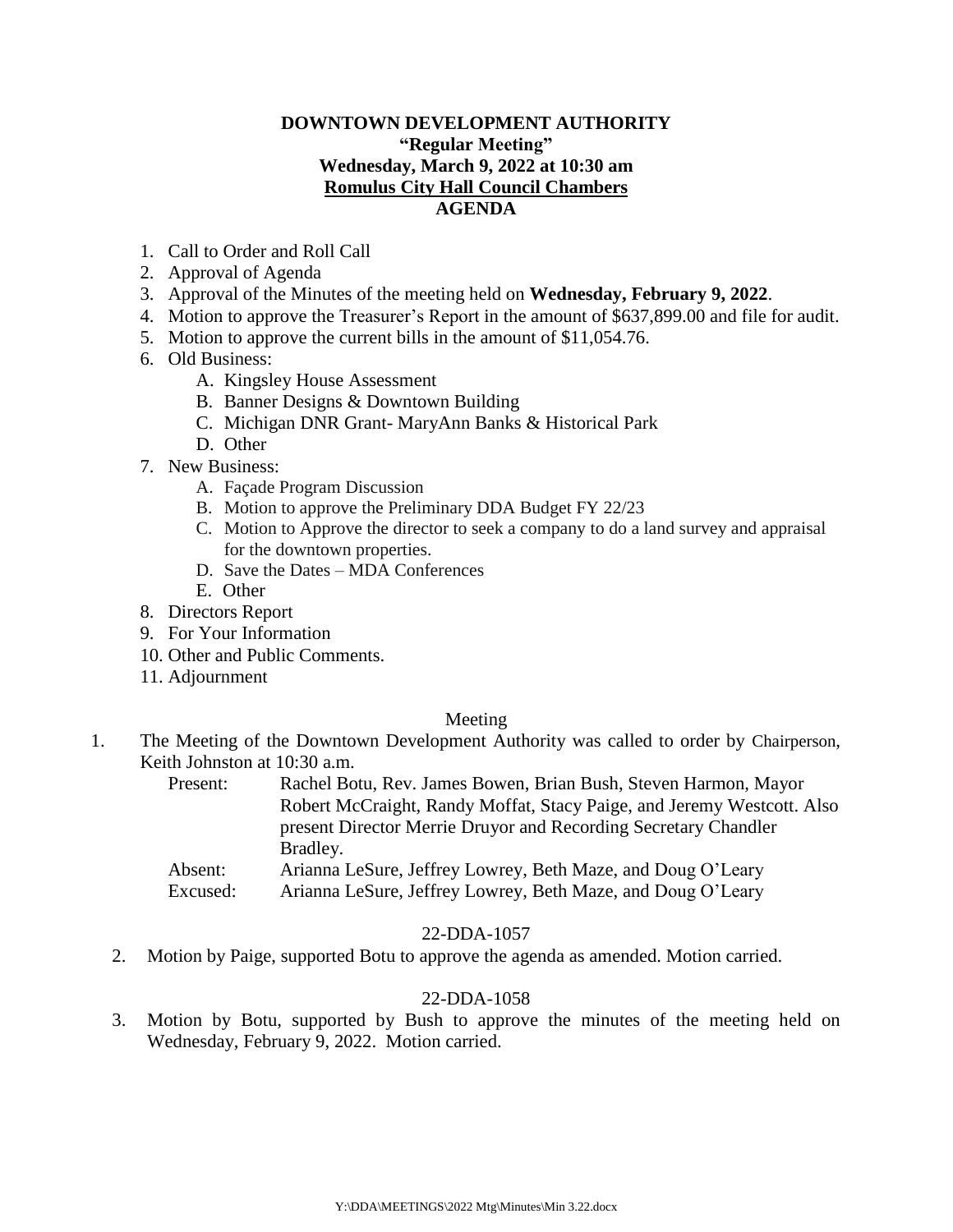**DOWNTOWN DEVELOPMENT AUTHORITY**
**"Regular Meeting"**
**Wednesday, March 9, 2022 at 10:30 am**
**Romulus City Hall Council Chambers**
**AGENDA**

1. Call to Order and Roll Call
2. Approval of Agenda
3. Approval of the Minutes of the meeting held on **Wednesday, February 9, 2022**.
4. Motion to approve the Treasurer's Report in the amount of $637,899.00 and file for audit.
5. Motion to approve the current bills in the amount of $11,054.76.
6. Old Business:
   A. Kingsley House Assessment
   B. Banner Designs & Downtown Building
   C. Michigan DNR Grant- MaryAnn Banks & Historical Park
   D. Other
7. New Business:
   A. Façade Program Discussion
   B. Motion to approve the Preliminary DDA Budget FY 22/23
   C. Motion to Approve the director to seek a company to do a land survey and appraisal for the downtown properties.
   D. Save the Dates – MDA Conferences
   E. Other
8. Directors Report
9. For Your Information
10. Other and Public Comments.
11. Adjournment

Meeting

1. The Meeting of the Downtown Development Authority was called to order by Chairperson, Keith Johnston at 10:30 a.m.

   Present: Rachel Botu, Rev. James Bowen, Brian Bush, Steven Harmon, Mayor Robert McCraight, Randy Moffat, Stacy Paige, and Jeremy Westcott. Also present Director Merrie Druyor and Recording Secretary Chandler Bradley.

   Absent: Arianna LeSure, Jeffrey Lowrey, Beth Maze, and Doug O'Leary

   Excused: Arianna LeSure, Jeffrey Lowrey, Beth Maze, and Doug O'Leary

22-DDA-1057

2. Motion by Paige, supported Botu to approve the agenda as amended. Motion carried.

22-DDA-1058

3. Motion by Botu, supported by Bush to approve the minutes of the meeting held on Wednesday, February 9, 2022. Motion carried.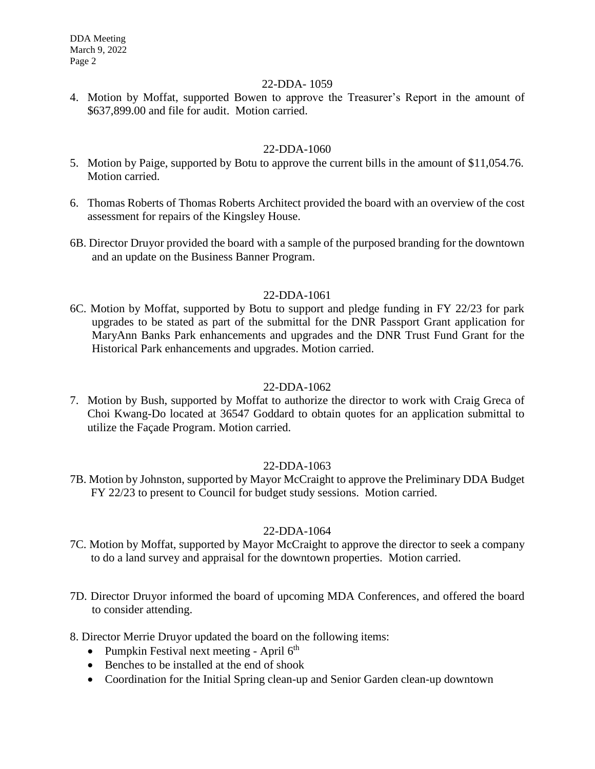22-DDA- 1059

4. Motion by Moffat, supported Bowen to approve the Treasurer's Report in the amount of $637,899.00 and file for audit. Motion carried.

22-DDA-1060

5. Motion by Paige, supported by Botu to approve the current bills in the amount of $11,054.76. Motion carried.

6. Thomas Roberts of Thomas Roberts Architect provided the board with an overview of the cost assessment for repairs of the Kingsley House.

6B. Director Druyor provided the board with a sample of the purposed branding for the downtown and an update on the Business Banner Program.

22-DDA-1061

6C. Motion by Moffat, supported by Botu to support and pledge funding in FY 22/23 for park upgrades to be stated as part of the submittal for the DNR Passport Grant application for MaryAnn Banks Park enhancements and upgrades and the DNR Trust Fund Grant for the Historical Park enhancements and upgrades. Motion carried.

22-DDA-1062

7. Motion by Bush, supported by Moffat to authorize the director to work with Craig Greca of Choi Kwang-Do located at 36547 Goddard to obtain quotes for an application submittal to utilize the Façade Program. Motion carried.

22-DDA-1063

7B. Motion by Johnston, supported by Mayor McCraight to approve the Preliminary DDA Budget FY 22/23 to present to Council for budget study sessions. Motion carried.

22-DDA-1064

7C. Motion by Moffat, supported by Mayor McCraight to approve the director to seek a company to do a land survey and appraisal for the downtown properties. Motion carried.

7D. Director Druyor informed the board of upcoming MDA Conferences, and offered the board to consider attending.

8. Director Merrie Druyor updated the board on the following items:
- Pumpkin Festival next meeting - April 6th
- Benches to be installed at the end of shook
- Coordination for the Initial Spring clean-up and Senior Garden clean-up downtown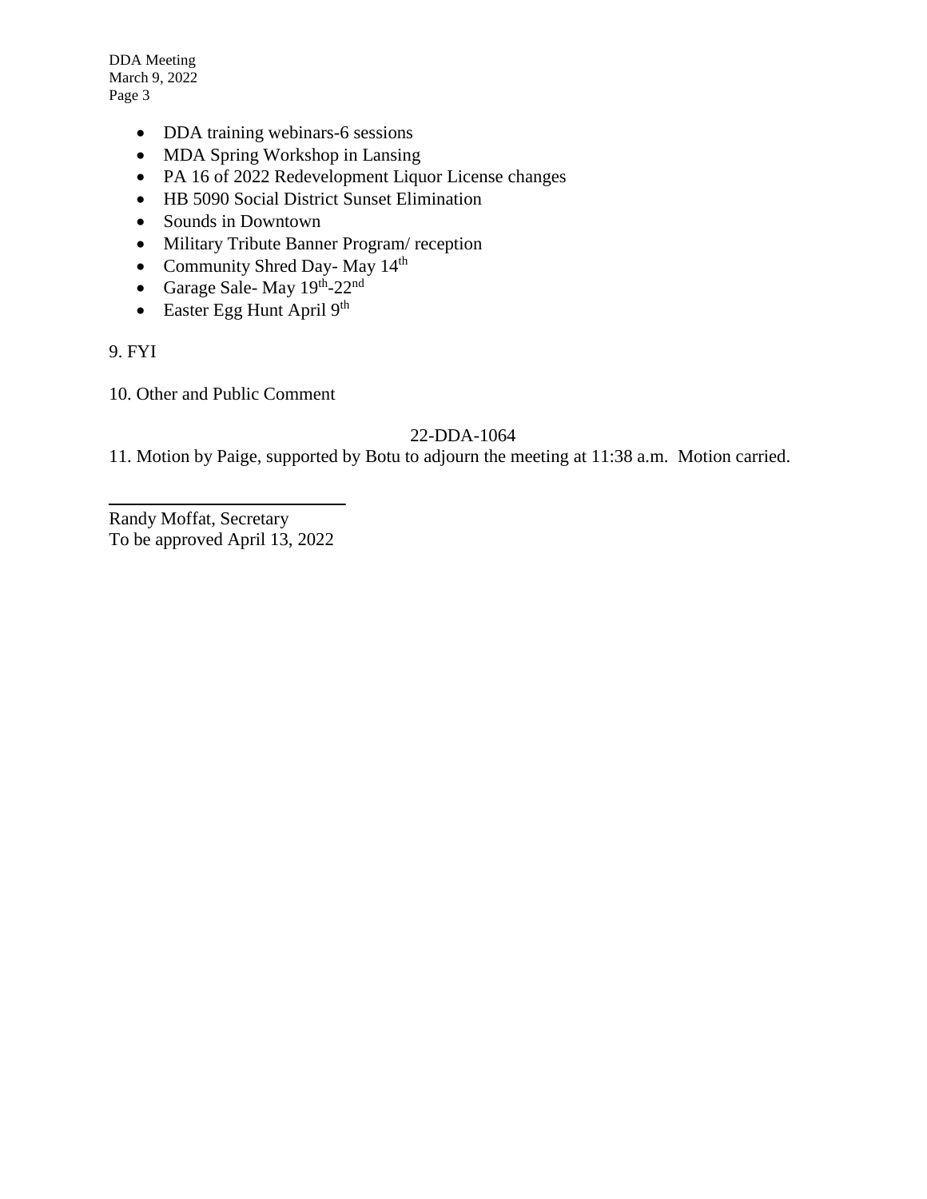- DDA training webinars-6 sessions
- MDA Spring Workshop in Lansing
- PA 16 of 2022 Redevelopment Liquor License changes
- HB 5090 Social District Sunset Elimination
- Sounds in Downtown
- Military Tribute Banner Program/ reception
- Community Shred Day- May 14th
- Garage Sale- May 19th-22nd
- Easter Egg Hunt April 9th

9. FYI

10. Other and Public Comment

22-DDA-1064

11. Motion by Paige, supported by Botu to adjourn the meeting at 11:38 a.m. Motion carried.

______________________________

Randy Moffat, Secretary
To be approved April 13, 2022